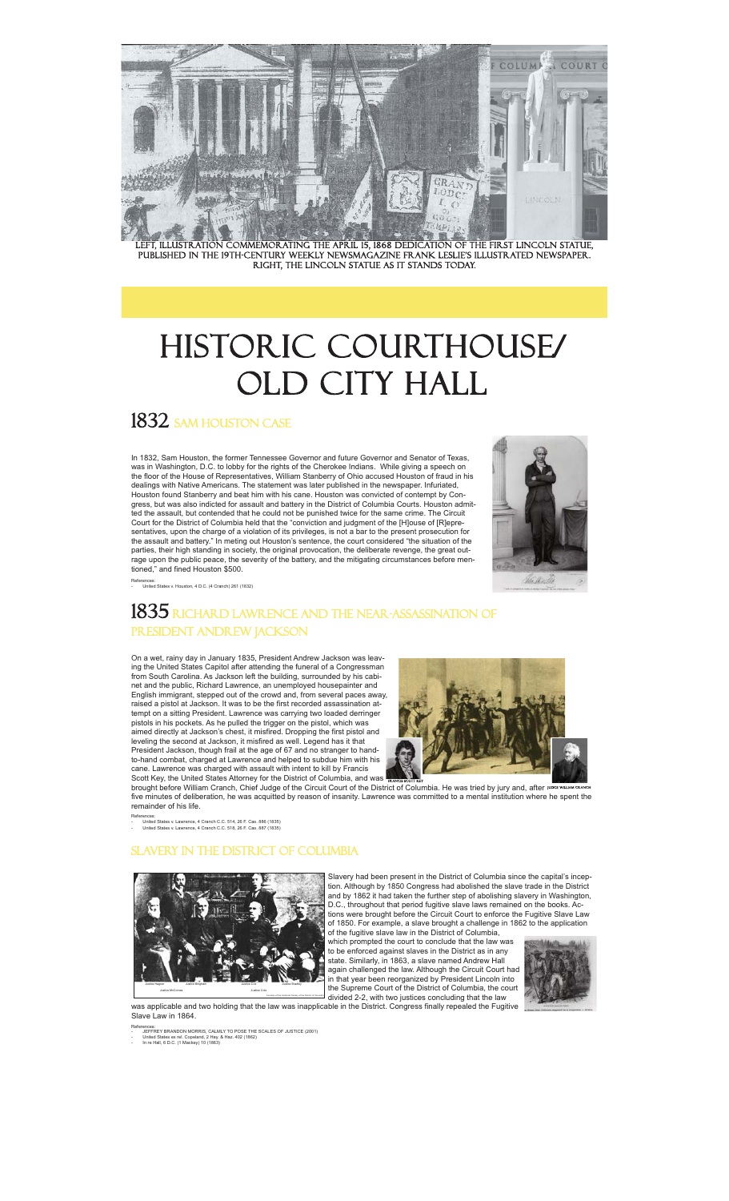LEFT, ILLUSTRATION COMMEMORATING THE APRIL 15, 1868 DEDICATION OF THE FIRST LINCOLN STATUE, PUBLISHED IN THE 19TH-CENTURY WEEKLY NEWSMAGAZINE FRANK LESLIE'S ILLUSTRATED NEWSPAPER. RIGHT, THE LINCOLN STATUE AS IT STANDS TODAY.

# HISTORIC COURTHOUSE/ OLD CITY HALL

## 1832 SAM HOUSTON CASE

In 1832, Sam Houston, the former Tennessee Governor and future Governor and Senator of Texas, was in Washington, D.C. to lobby for the rights of the Cherokee Indians. While giving a speech on the floor of the House of Representatives, William Stanberry of Ohio accused Houston of fraud in his dealings with Native Americans. The statement was later published in the newspaper. Infuriated, Houston found Stanberry and beat him with his cane. Houston was convicted of contempt by Congress, but was also indicted for assault and battery in the District of Columbia Courts. Houston admitted the assault, but contended that he could not be punished twice for the same crime. The Circuit Court for the District of Columbia held that the "conviction and judgment of the [H]ouse of [R]epresentatives, upon the charge of a violation of its privileges, is not a bar to the present prosecution for the assault and battery." In meting out Houston's sentence, the court considered "the situation of the parties, their high standing in society, the original provocation, the deliberate revenge, the great outrage upon the public peace, the severity of the battery, and the mitigating circumstances before mentioned," and fined Houston $500.

References:
- United States v. Houston, 4 D.C. (4 Cranch) 261 (1832)

## 1835 RICHARD LAWRENCE AND THE NEAR-ASSASSINATION OF PRESIDENT ANDREW JACKSON

On a wet, rainy day in January 1835, President Andrew Jackson was leaving the United States Capitol after attending the funeral of a Congressman from South Carolina. As Jackson left the building, surrounded by his cabinet and the public, Richard Lawrence, an unemployed housepainter and English immigrant, stepped out of the crowd and, from several paces away, raised a pistol at Jackson. It was to be the first recorded assassination attempt on a sitting President. Lawrence was carrying two loaded derringer pistols in his pockets. As he pulled the trigger on the pistol, which was aimed directly at Jackson's chest, it misfired. Dropping the first pistol and leveling the second at Jackson, it misfired as well. Legend has it that President Jackson, though frail at the age of 67 and no stranger to hand-to-hand combat, charged at Lawrence and helped to subdue him with his cane. Lawrence was charged with assault with intent to kill by Francis Scott Key, the United States Attorney for the District of Columbia, and was brought before William Cranch, Chief Judge of the Circuit Court of the District of Columbia. He was tried by jury and, after five minutes of deliberation, he was acquitted by reason of insanity. Lawrence was committed to a mental institution where he spent the remainder of his life.

FRANCIS SCOTT KEY

JUDGE WILLIAM CRANCH

References:
- United States v. Lawrence, 4 Cranch C.C. 514, 26 F. Cas. 886 (1835)
- United States v. Lawrence, 4 Cranch C.C. 518, 26 F. Cas. 887 (1835)

## SLAVERY IN THE DISTRICT OF COLUMBIA

Justice Wylie, Justice Olin, Justice Fisher, Justice Cartter, Justice MacArthur

Slavery had been present in the District of Columbia since the capital's inception. Although by 1850 Congress had abolished the slave trade in the District and by 1862 it had taken the further step of abolishing slavery in Washington, D.C., throughout that period fugitive slave laws remained on the books. Actions were brought before the Circuit Court to enforce the Fugitive Slave Law of 1850. For example, a slave brought a challenge in 1862 to the application of the fugitive slave law in the District of Columbia, which prompted the court to conclude that the law was to be enforced against slaves in the District as in any state. Similarly, in 1863, a slave named Andrew Hall again challenged the law. Although the Circuit Court had in that year been reorganized by President Lincoln into the Supreme Court of the District of Columbia, the court divided 2-2, with two justices concluding that the law was applicable and two holding that the law was inapplicable in the District. Congress finally repealed the Fugitive Slave Law in 1864.

References:
- JEFFREY BRANDON MORRIS, CALMLY TO POSE THE SCALES OF JUSTICE (2001)
- United States ex rel. Copeland, 2 Hay. & Haz. 402 (1862)
- In re Hall, 6 D.C. (1 Mackey) 10 (1863)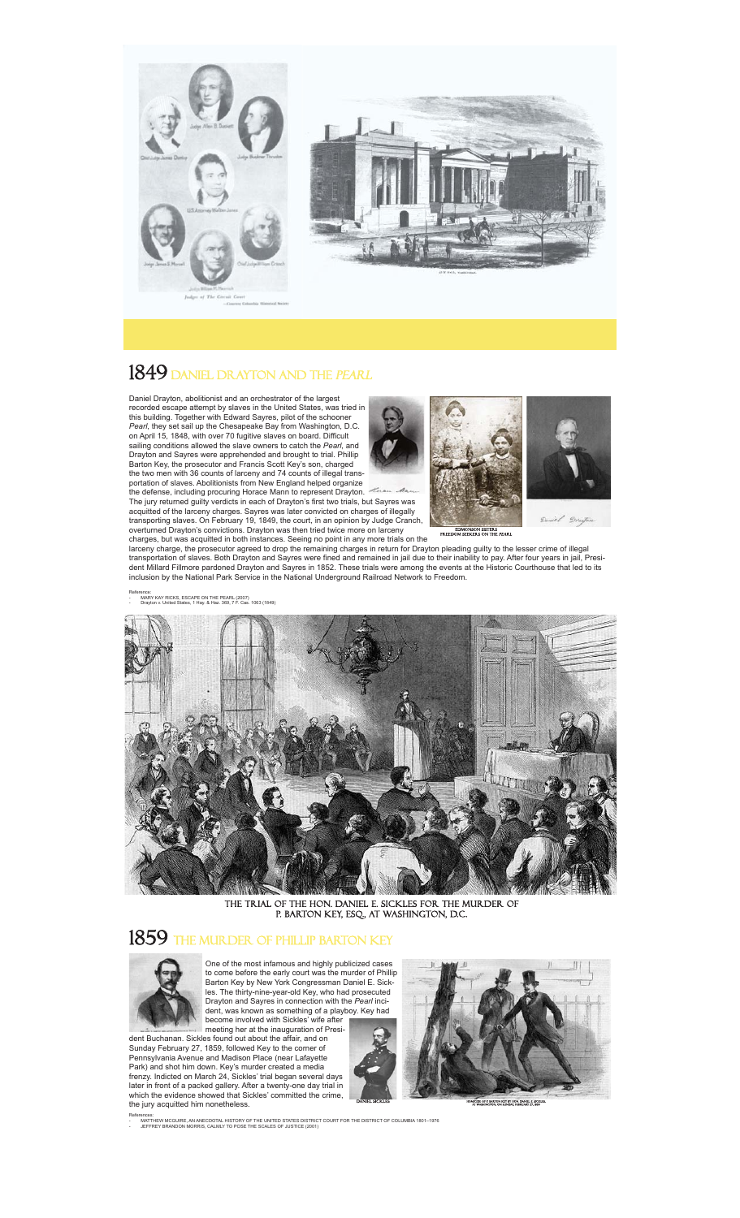Judge Allen B. Duckett

Chief Judge James Dunlop

Judge Buckner Thruston

U.S. Attorney Walter Jones

Judge James S. Morsell

Chief Judge William Cranch

Judge William M. Merrick

Judges of The Circuit Court

—Courtesy Columbia Historical Society

City Hall, Washington.

# 1849 DANIEL DRAYTON AND THE *PEARL*

Daniel Drayton, abolitionist and an orchestrator of the largest recorded escape attempt by slaves in the United States, was tried in this building. Together with Edward Sayres, pilot of the schooner *Pearl*, they set sail up the Chesapeake Bay from Washington, D.C. on April 15, 1848, with over 70 fugitive slaves on board. Difficult sailing conditions allowed the slave owners to catch the *Pearl*, and Drayton and Sayres were apprehended and brought to trial. Phillip Barton Key, the prosecutor and Francis Scott Key's son, charged the two men with 36 counts of larceny and 74 counts of illegal transportation of slaves. Abolitionists from New England helped organize the defense, including procuring Horace Mann to represent Drayton. The jury returned guilty verdicts in each of Drayton's first two trials, but Sayres was acquitted of the larceny charges. Sayres was later convicted on charges of illegally transporting slaves. On February 19, 1849, the court, in an opinion by Judge Cranch, overturned Drayton's convictions. Drayton was then tried twice more on larceny charges, but was acquitted in both instances. Seeing no point in any more trials on the larceny charge, the prosecutor agreed to drop the remaining charges in return for Drayton pleading guilty to the lesser crime of illegal transportation of slaves. Both Drayton and Sayres were fined and remained in jail due to their inability to pay. After four years in jail, President Millard Fillmore pardoned Drayton and Sayres in 1852. These trials were among the events at the Historic Courthouse that led to its inclusion by the National Park Service in the National Underground Railroad Network to Freedom.

Horace Mann

EDMONSON SISTERS
FREEDOM SEEKERS ON THE PEARL

Daniel Drayton

Reference:
- MARY KAY RICKS, ESCAPE ON THE PEARL (2007)
- Drayton v. United States, 1 Hay. & Haz. 369, 7 F. Cas. 1063 (1849)

THE TRIAL OF THE HON. DANIEL E. SICKLES FOR THE MURDER OF P. BARTON KEY, ESQ., AT WASHINGTON, D.C.

# 1859 THE MURDER OF PHILLIP BARTON KEY

One of the most infamous and highly publicized cases to come before the early court was the murder of Phillip Barton Key by New York Congressman Daniel E. Sickles. The thirty-nine-year-old Key, who had prosecuted Drayton and Sayres in connection with the *Pearl* incident, was known as something of a playboy. Key had become involved with Sickles' wife after meeting her at the inauguration of President Buchanan. Sickles found out about the affair, and on Sunday February 27, 1859, followed Key to the corner of Pennsylvania Avenue and Madison Place (near Lafayette Park) and shot him down. Key's murder created a media frenzy. Indicted on March 24, Sickles' trial began several days later in front of a packed gallery. After a twenty-one-day trial in which the evidence showed that Sickles' committed the crime, the jury acquitted him nonetheless.

DANIEL SICKLES

HOMICIDE OF P. BARTON KEY BY HON. DANIEL E. SICKLES, AT WASHINGTON, ON SUNDAY, FEBRUARY 27, 1859

References:
- MATTHEW MCGUIRE, AN ANECDOTAL HISTORY OF THE UNITED STATES DISTRICT COURT FOR THE DISTRICT OF COLUMBIA 1801–1976
- JEFFREY BRANDON MORRIS, CALMLY TO POSE THE SCALES OF JUSTICE (2001)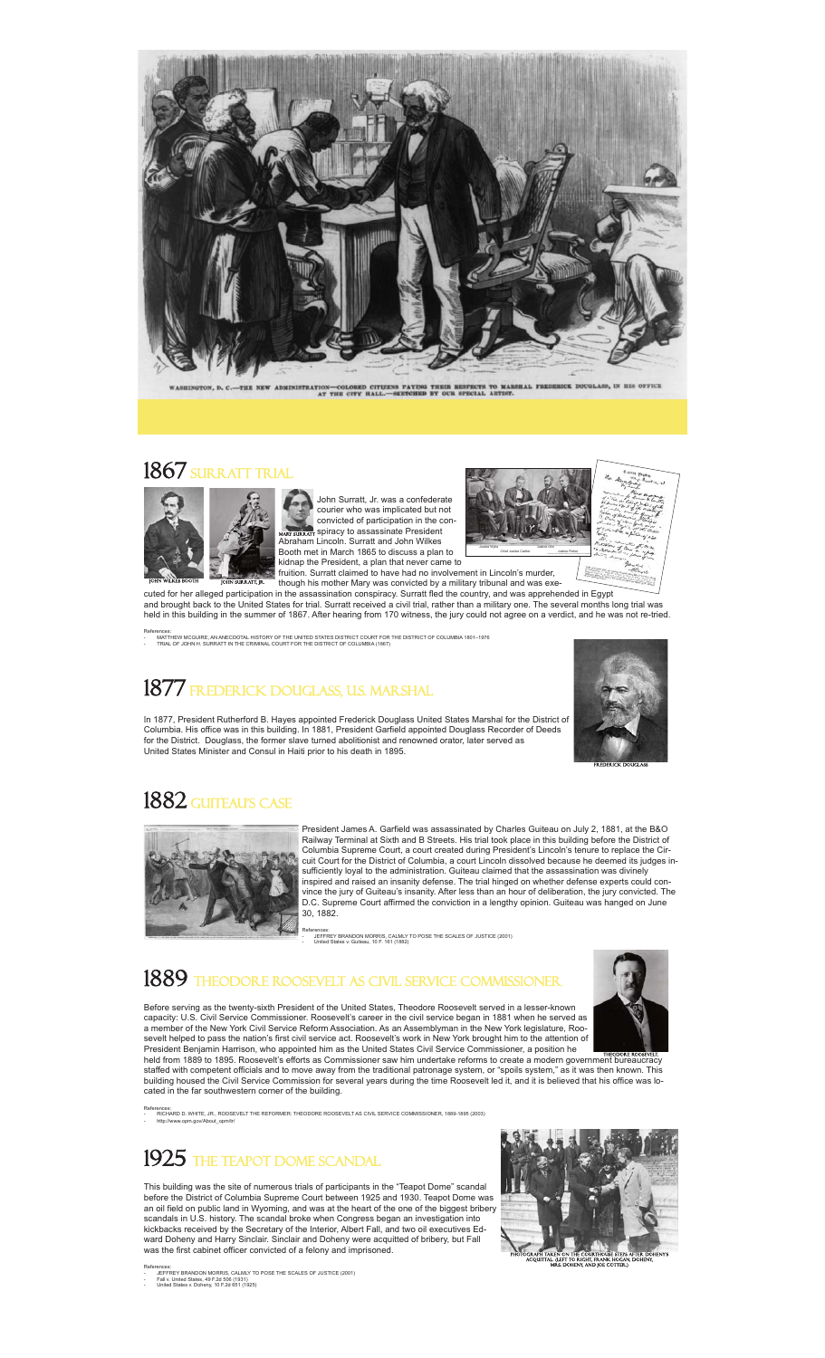WASHINGTON, D. C.—THE NEW ADMINISTRATION—COLORED CITIZENS PAYING THEIR RESPECTS TO MARSHAL FREDERICK DOUGLASS, IN HIS OFFICE AT THE CITY HALL.—SKETCHED BY OUR SPECIAL ARTIST.

## 1867 SURRATT TRIAL

JOHN WILKES BOOTH

JOHN SURRATT, JR.

MARY SURRATT

John Surratt, Jr. was a confederate courier who was implicated but not convicted of participation in the conspiracy to assassinate President Abraham Lincoln. Surratt and John Wilkes Booth met in March 1865 to discuss a plan to kidnap the President, a plan that never came to fruition. Surratt claimed to have had no involvement in Lincoln's murder, though his mother Mary was convicted by a military tribunal and was executed for her alleged participation in the assassination conspiracy. Surratt fled the country, and was apprehended in Egypt and brought back to the United States for trial. Surratt received a civil trial, rather than a military one. The several months long trial was held in this building in the summer of 1867. After hearing from 170 witness, the jury could not agree on a verdict, and he was not re-tried.

Justice Wylie | Chief Justice Cartter | Justice Olin | Justice Fisher

References:

- MATTHEW MCGUIRE, AN ANECDOTAL HISTORY OF THE UNITED STATES DISTRICT COURT FOR THE DISTRICT OF COLUMBIA 1801–1976
- TRIAL OF JOHN H. SURRATT IN THE CRIMINAL COURT FOR THE DISTRICT OF COLUMBIA (1867)

## 1877 FREDERICK DOUGLASS, U.S. MARSHAL

In 1877, President Rutherford B. Hayes appointed Frederick Douglass United States Marshal for the District of Columbia. His office was in this building. In 1881, President Garfield appointed Douglass Recorder of Deeds for the District. Douglass, the former slave turned abolitionist and renowned orator, later served as United States Minister and Consul in Haiti prior to his death in 1895.

FREDERICK DOUGLASS

## 1882 GUITEAU'S CASE

President James A. Garfield was assassinated by Charles Guiteau on July 2, 1881, at the B&O Railway Terminal at Sixth and B Streets. His trial took place in this building before the District of Columbia Supreme Court, a court created during President's Lincoln's tenure to replace the Circuit Court for the District of Columbia, a court Lincoln dissolved because he deemed its judges insufficiently loyal to the administration. Guiteau claimed that the assassination was divinely inspired and raised an insanity defense. The trial hinged on whether defense experts could convince the jury of Guiteau's insanity. After less than an hour of deliberation, the jury convicted. The D.C. Supreme Court affirmed the conviction in a lengthy opinion. Guiteau was hanged on June 30, 1882.

References:

- JEFFREY BRANDON MORRIS, CALMLY TO POSE THE SCALES OF JUSTICE (2001)
- United States v. Guiteau, 10 F. 161 (1882)

## 1889 THEODORE ROOSEVELT AS CIVIL SERVICE COMMISSIONER

Before serving as the twenty-sixth President of the United States, Theodore Roosevelt served in a lesser-known capacity: U.S. Civil Service Commissioner. Roosevelt's career in the civil service began in 1881 when he served as a member of the New York Civil Service Reform Association. As an Assemblyman in the New York legislature, Roosevelt helped to pass the nation's first civil service act. Roosevelt's work in New York brought him to the attention of President Benjamin Harrison, who appointed him as the United States Civil Service Commissioner, a position he held from 1889 to 1895. Roosevelt's efforts as Commissioner saw him undertake reforms to create a modern government bureaucracy staffed with competent officials and to move away from the traditional patronage system, or "spoils system," as it was then known. This building housed the Civil Service Commission for several years during the time Roosevelt led it, and it is believed that his office was located in the far southwestern corner of the building.

THEODORE ROOSEVELT

References:

- RICHARD D. WHITE, JR., ROOSEVELT THE REFORMER: THEODORE ROOSEVELT AS CIVIL SERVICE COMMISSIONER, 1889-1895 (2003)
- http://www.opm.gov/About_opm/tr/

## 1925 THE TEAPOT DOME SCANDAL

This building was the site of numerous trials of participants in the "Teapot Dome" scandal before the District of Columbia Supreme Court between 1925 and 1930. Teapot Dome was an oil field on public land in Wyoming, and was at the heart of the one of the biggest bribery scandals in U.S. history. The scandal broke when Congress began an investigation into kickbacks received by the Secretary of the Interior, Albert Fall, and two oil executives Edward Doheny and Harry Sinclair. Sinclair and Doheny were acquitted of bribery, but Fall was the first cabinet officer convicted of a felony and imprisoned.

PHOTOGRAPH TAKEN ON THE COURTHOUSE STEPS AFTER DOHENY'S ACQUITTAL. (LEFT TO RIGHT, FRANK HOGAN, DOHENY, MRS. DOHENY, AND JOE COTTER.)

References:

- JEFFREY BRANDON MORRIS, CALMLY TO POSE THE SCALES OF JUSTICE (2001)
- Fall v. United States, 49 F.2d 506 (1931)
- United States v. Doheny, 10 F.2d 651 (1925)